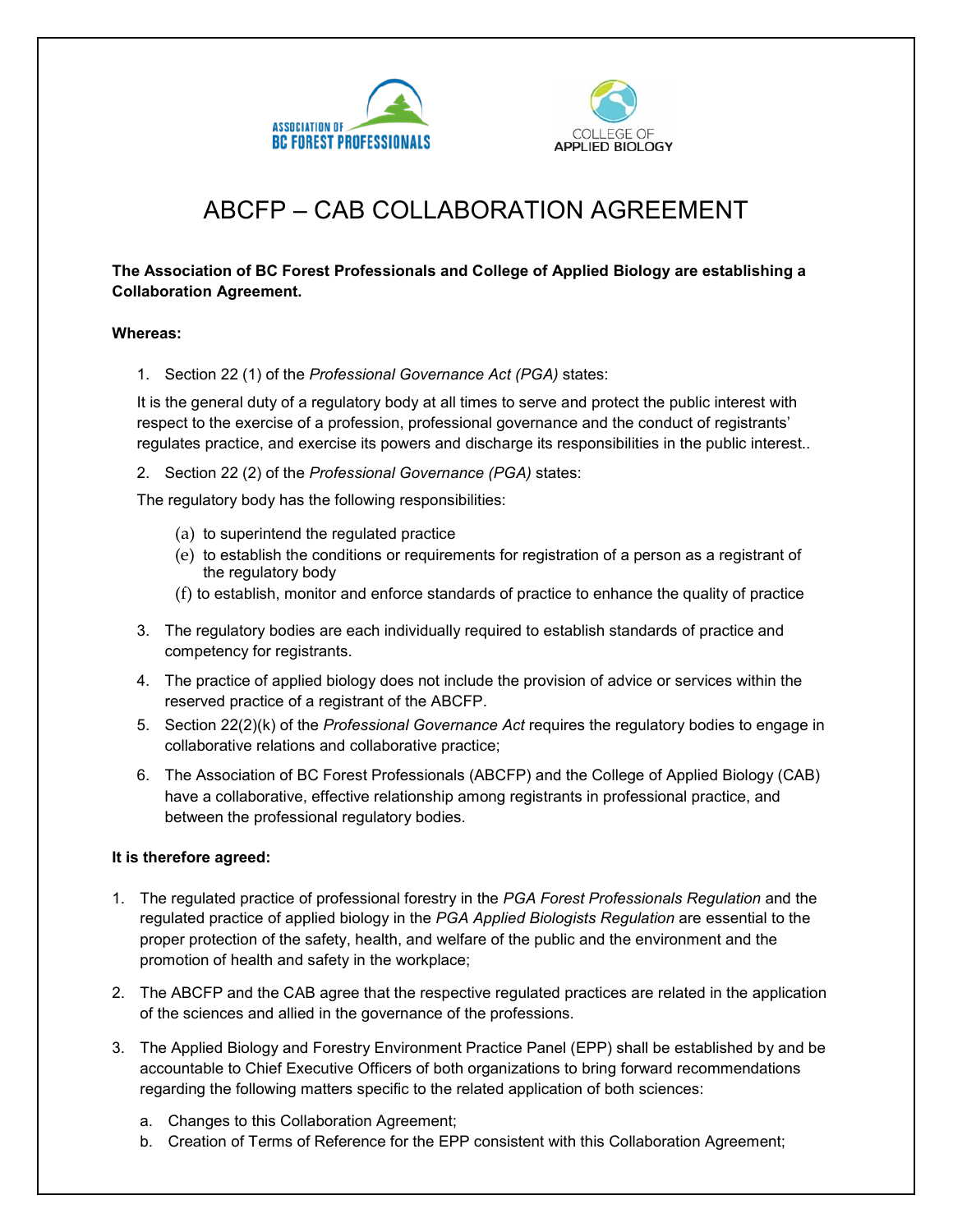# ABCFP – CAB COLLABORATION AGREEMENT

**The Association of BC Forest Professionals and College of Applied Biology are establishing a Collaboration Agreement.**

**Whereas:**

1. Section 22 (1) of the *Professional Governance Act (PGA)* states:

   It is the general duty of a regulatory body at all times to serve and protect the public interest with respect to the exercise of a profession, professional governance and the conduct of registrants' regulates practice, and exercise its powers and discharge its responsibilities in the public interest..

2. Section 22 (2) of the *Professional Governance (PGA)* states:

   The regulatory body has the following responsibilities:

   (a) to superintend the regulated practice
   (e) to establish the conditions or requirements for registration of a person as a registrant of the regulatory body
   (f) to establish, monitor and enforce standards of practice to enhance the quality of practice

3. The regulatory bodies are each individually required to establish standards of practice and competency for registrants.
4. The practice of applied biology does not include the provision of advice or services within the reserved practice of a registrant of the ABCFP.
5. Section 22(2)(k) of the *Professional Governance Act* requires the regulatory bodies to engage in collaborative relations and collaborative practice;
6. The Association of BC Forest Professionals (ABCFP) and the College of Applied Biology (CAB) have a collaborative, effective relationship among registrants in professional practice, and between the professional regulatory bodies.

**It is therefore agreed:**

1. The regulated practice of professional forestry in the *PGA Forest Professionals Regulation* and the regulated practice of applied biology in the *PGA Applied Biologists Regulation* are essential to the proper protection of the safety, health, and welfare of the public and the environment and the promotion of health and safety in the workplace;

2. The ABCFP and the CAB agree that the respective regulated practices are related in the application of the sciences and allied in the governance of the professions.

3. The Applied Biology and Forestry Environment Practice Panel (EPP) shall be established by and be accountable to Chief Executive Officers of both organizations to bring forward recommendations regarding the following matters specific to the related application of both sciences:

   a. Changes to this Collaboration Agreement;
   b. Creation of Terms of Reference for the EPP consistent with this Collaboration Agreement;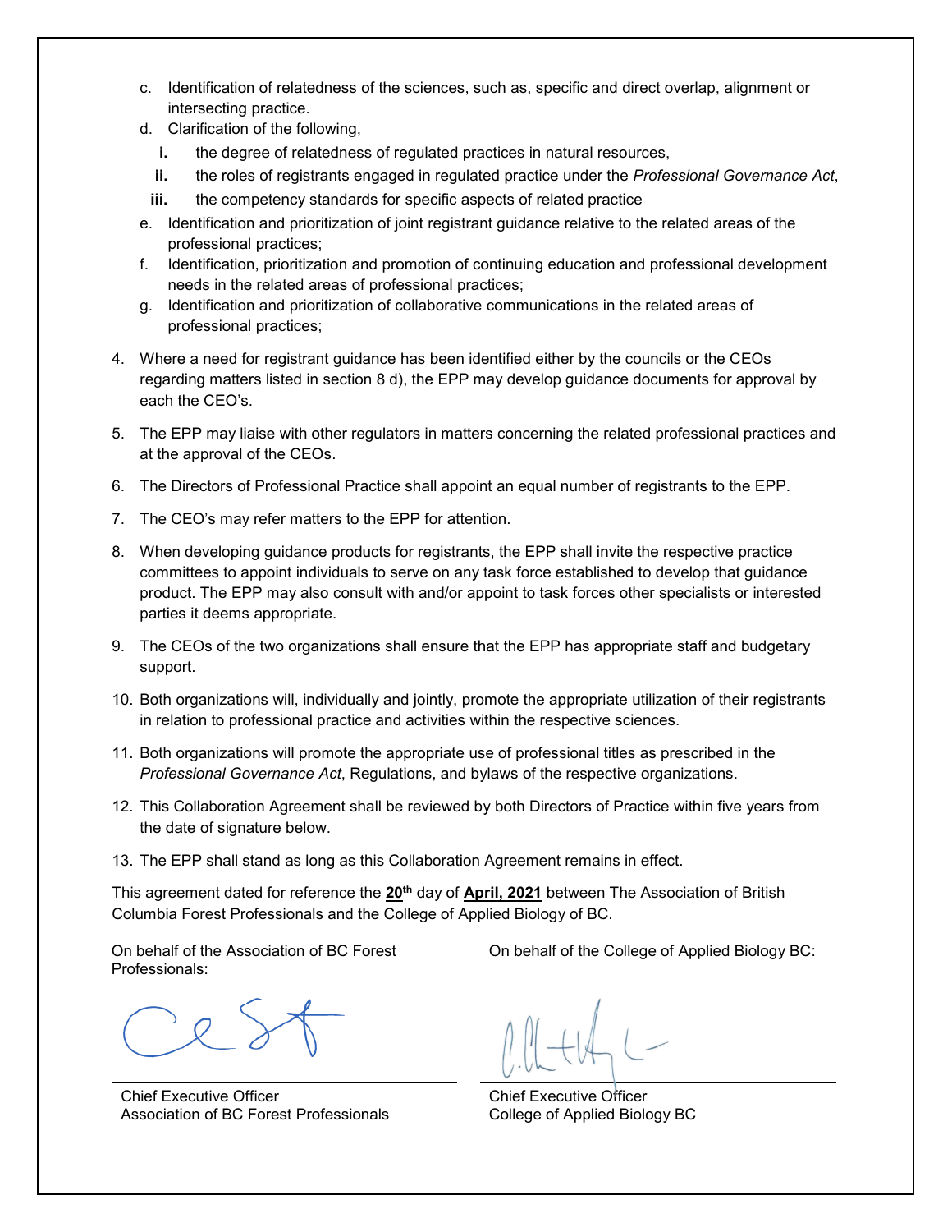c. Identification of relatedness of the sciences, such as, specific and direct overlap, alignment or intersecting practice.
d. Clarification of the following,
   - **i.** the degree of relatedness of regulated practices in natural resources,
   - **ii.** the roles of registrants engaged in regulated practice under the *Professional Governance Act*,
   - **iii.** the competency standards for specific aspects of related practice
e. Identification and prioritization of joint registrant guidance relative to the related areas of the professional practices;
f. Identification, prioritization and promotion of continuing education and professional development needs in the related areas of professional practices;
g. Identification and prioritization of collaborative communications in the related areas of professional practices;

4. Where a need for registrant guidance has been identified either by the councils or the CEOs regarding matters listed in section 8 d), the EPP may develop guidance documents for approval by each the CEO's.
5. The EPP may liaise with other regulators in matters concerning the related professional practices and at the approval of the CEOs.
6. The Directors of Professional Practice shall appoint an equal number of registrants to the EPP.
7. The CEO's may refer matters to the EPP for attention.
8. When developing guidance products for registrants, the EPP shall invite the respective practice committees to appoint individuals to serve on any task force established to develop that guidance product. The EPP may also consult with and/or appoint to task forces other specialists or interested parties it deems appropriate.
9. The CEOs of the two organizations shall ensure that the EPP has appropriate staff and budgetary support.
10. Both organizations will, individually and jointly, promote the appropriate utilization of their registrants in relation to professional practice and activities within the respective sciences.
11. Both organizations will promote the appropriate use of professional titles as prescribed in the *Professional Governance Act*, Regulations, and bylaws of the respective organizations.
12. This Collaboration Agreement shall be reviewed by both Directors of Practice within five years from the date of signature below.
13. The EPP shall stand as long as this Collaboration Agreement remains in effect.

This agreement dated for reference the **20th** day of **April, 2021** between The Association of British Columbia Forest Professionals and the College of Applied Biology of BC.

On behalf of the Association of BC Forest Professionals:

Chief Executive Officer
Association of BC Forest Professionals

On behalf of the College of Applied Biology BC:

Chief Executive Officer
College of Applied Biology BC